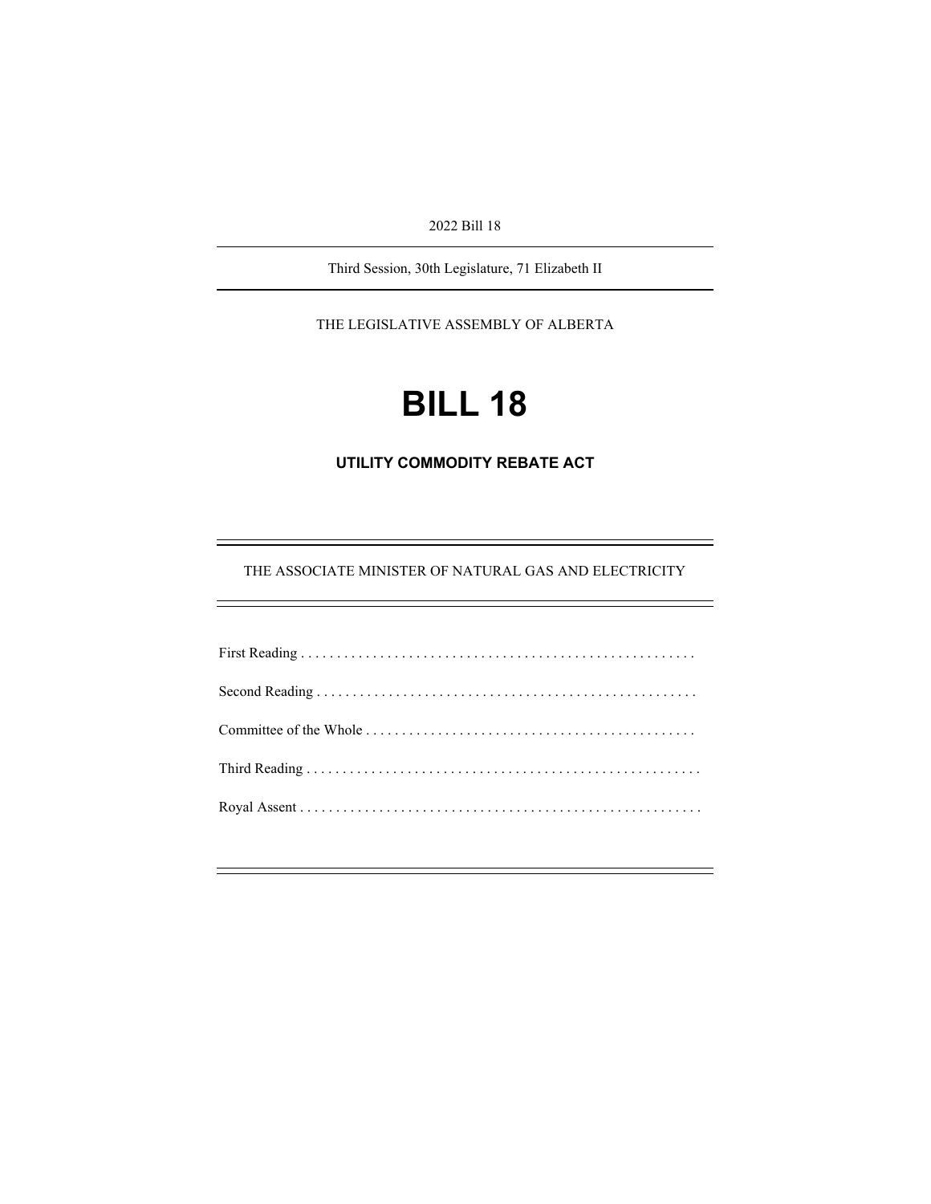2022 Bill 18

---

Third Session, 30th Legislature, 71 Elizabeth II

---

THE LEGISLATIVE ASSEMBLY OF ALBERTA

# BILL 18

## UTILITY COMMODITY REBATE ACT

---

THE ASSOCIATE MINISTER OF NATURAL GAS AND ELECTRICITY

---

First Reading . . . . . . . . . . . . . . . . . . . . . . . . . . . . . . . . . . . . . . . . . . . . . . . . . . . . .

Second Reading . . . . . . . . . . . . . . . . . . . . . . . . . . . . . . . . . . . . . . . . . . . . . . . . . . .

Committee of the Whole . . . . . . . . . . . . . . . . . . . . . . . . . . . . . . . . . . . . . . . . . . . .

Third Reading . . . . . . . . . . . . . . . . . . . . . . . . . . . . . . . . . . . . . . . . . . . . . . . . . . . . .

Royal Assent . . . . . . . . . . . . . . . . . . . . . . . . . . . . . . . . . . . . . . . . . . . . . . . . . . . . . .

---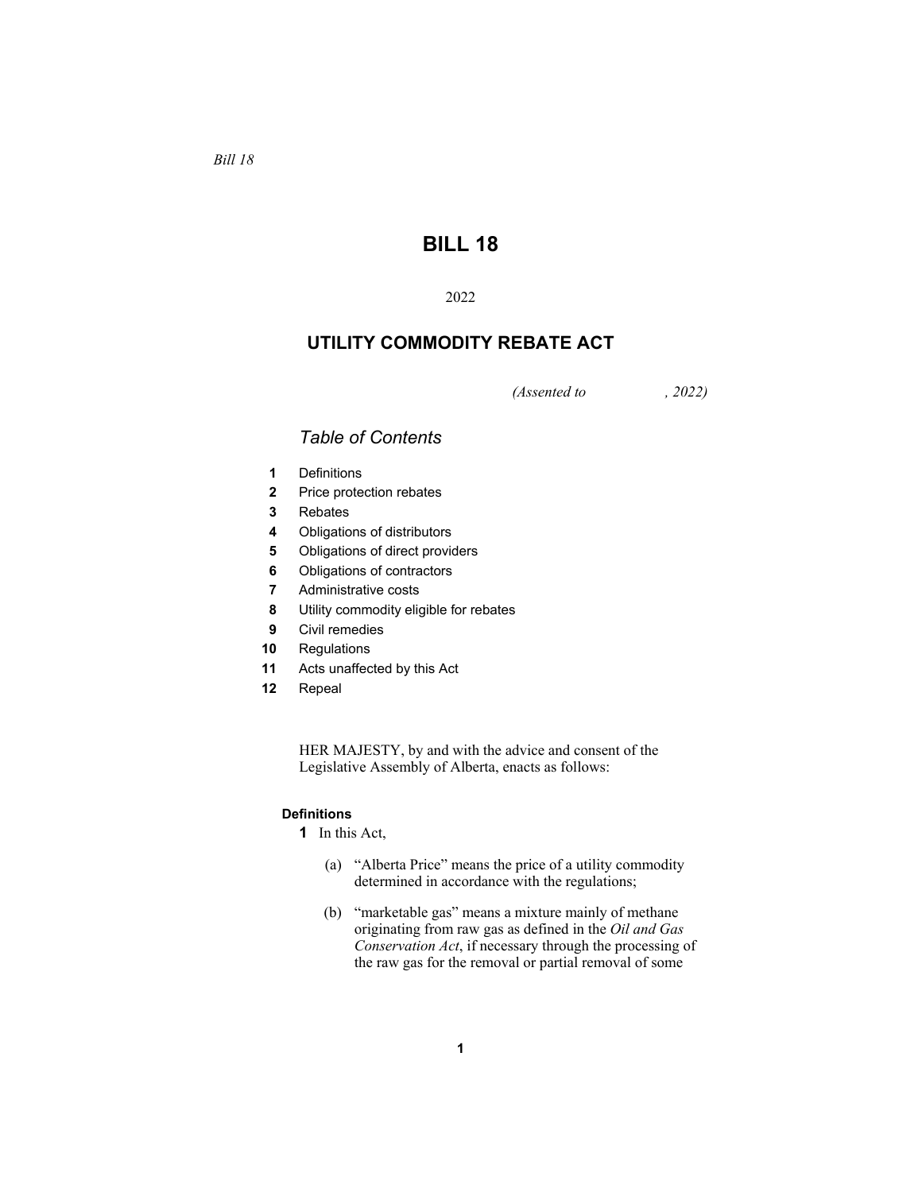*Bill 18*

# BILL 18

2022

## UTILITY COMMODITY REBATE ACT

*(Assented to , 2022)*

### *Table of Contents*

- **1** Definitions
- **2** Price protection rebates
- **3** Rebates
- **4** Obligations of distributors
- **5** Obligations of direct providers
- **6** Obligations of contractors
- **7** Administrative costs
- **8** Utility commodity eligible for rebates
- **9** Civil remedies
- **10** Regulations
- **11** Acts unaffected by this Act
- **12** Repeal

HER MAJESTY, by and with the advice and consent of the Legislative Assembly of Alberta, enacts as follows:

**Definitions**

**1** In this Act,

(a) "Alberta Price" means the price of a utility commodity determined in accordance with the regulations;

(b) "marketable gas" means a mixture mainly of methane originating from raw gas as defined in the *Oil and Gas Conservation Act*, if necessary through the processing of the raw gas for the removal or partial removal of some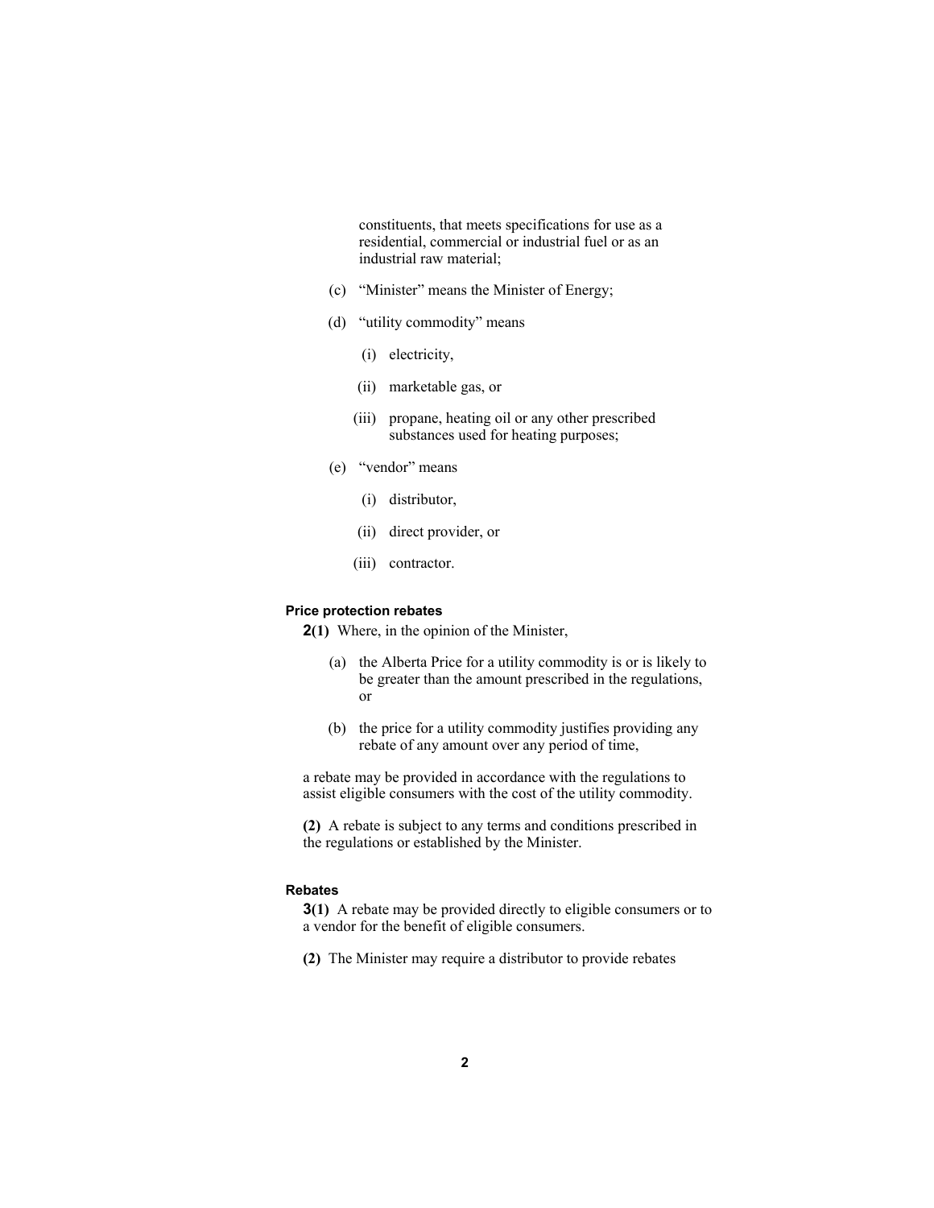constituents, that meets specifications for use as a residential, commercial or industrial fuel or as an industrial raw material;

(c) "Minister" means the Minister of Energy;

(d) "utility commodity" means

(i) electricity,

(ii) marketable gas, or

(iii) propane, heating oil or any other prescribed substances used for heating purposes;

(e) "vendor" means

(i) distributor,

(ii) direct provider, or

(iii) contractor.

**Price protection rebates**

**2(1)** Where, in the opinion of the Minister,

(a) the Alberta Price for a utility commodity is or is likely to be greater than the amount prescribed in the regulations, or

(b) the price for a utility commodity justifies providing any rebate of any amount over any period of time,

a rebate may be provided in accordance with the regulations to assist eligible consumers with the cost of the utility commodity.

**(2)** A rebate is subject to any terms and conditions prescribed in the regulations or established by the Minister.

**Rebates**

**3(1)** A rebate may be provided directly to eligible consumers or to a vendor for the benefit of eligible consumers.

**(2)** The Minister may require a distributor to provide rebates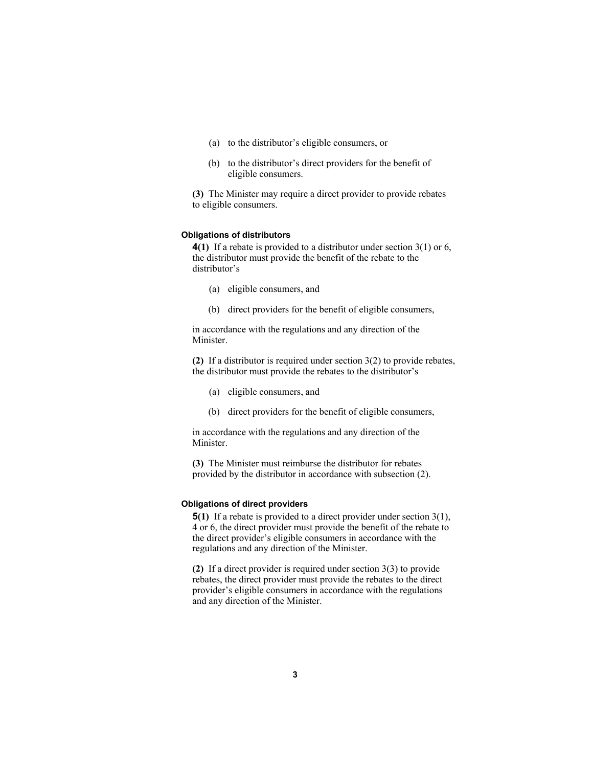(a) to the distributor's eligible consumers, or

(b) to the distributor's direct providers for the benefit of eligible consumers.

**(3)** The Minister may require a direct provider to provide rebates to eligible consumers.

#### Obligations of distributors

**4(1)** If a rebate is provided to a distributor under section 3(1) or 6, the distributor must provide the benefit of the rebate to the distributor's

(a) eligible consumers, and

(b) direct providers for the benefit of eligible consumers,

in accordance with the regulations and any direction of the Minister.

**(2)** If a distributor is required under section 3(2) to provide rebates, the distributor must provide the rebates to the distributor's

(a) eligible consumers, and

(b) direct providers for the benefit of eligible consumers,

in accordance with the regulations and any direction of the Minister.

**(3)** The Minister must reimburse the distributor for rebates provided by the distributor in accordance with subsection (2).

#### Obligations of direct providers

**5(1)** If a rebate is provided to a direct provider under section 3(1), 4 or 6, the direct provider must provide the benefit of the rebate to the direct provider's eligible consumers in accordance with the regulations and any direction of the Minister.

**(2)** If a direct provider is required under section 3(3) to provide rebates, the direct provider must provide the rebates to the direct provider's eligible consumers in accordance with the regulations and any direction of the Minister.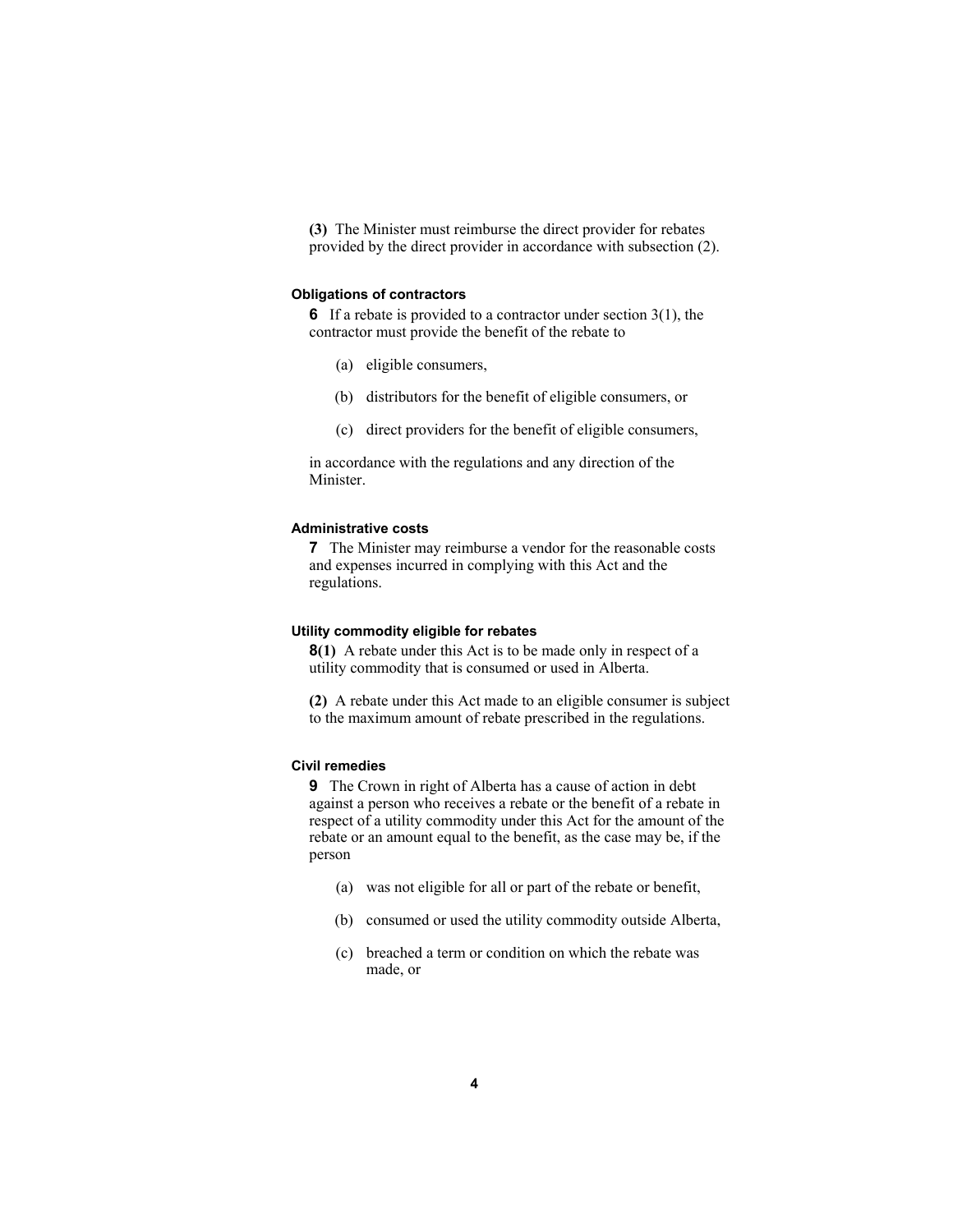**(3)** The Minister must reimburse the direct provider for rebates provided by the direct provider in accordance with subsection (2).

#### Obligations of contractors

**6** If a rebate is provided to a contractor under section 3(1), the contractor must provide the benefit of the rebate to

(a) eligible consumers,

(b) distributors for the benefit of eligible consumers, or

(c) direct providers for the benefit of eligible consumers,

in accordance with the regulations and any direction of the Minister.

#### Administrative costs

**7** The Minister may reimburse a vendor for the reasonable costs and expenses incurred in complying with this Act and the regulations.

#### Utility commodity eligible for rebates

**8(1)** A rebate under this Act is to be made only in respect of a utility commodity that is consumed or used in Alberta.

**(2)** A rebate under this Act made to an eligible consumer is subject to the maximum amount of rebate prescribed in the regulations.

#### Civil remedies

**9** The Crown in right of Alberta has a cause of action in debt against a person who receives a rebate or the benefit of a rebate in respect of a utility commodity under this Act for the amount of the rebate or an amount equal to the benefit, as the case may be, if the person

(a) was not eligible for all or part of the rebate or benefit,

(b) consumed or used the utility commodity outside Alberta,

(c) breached a term or condition on which the rebate was made, or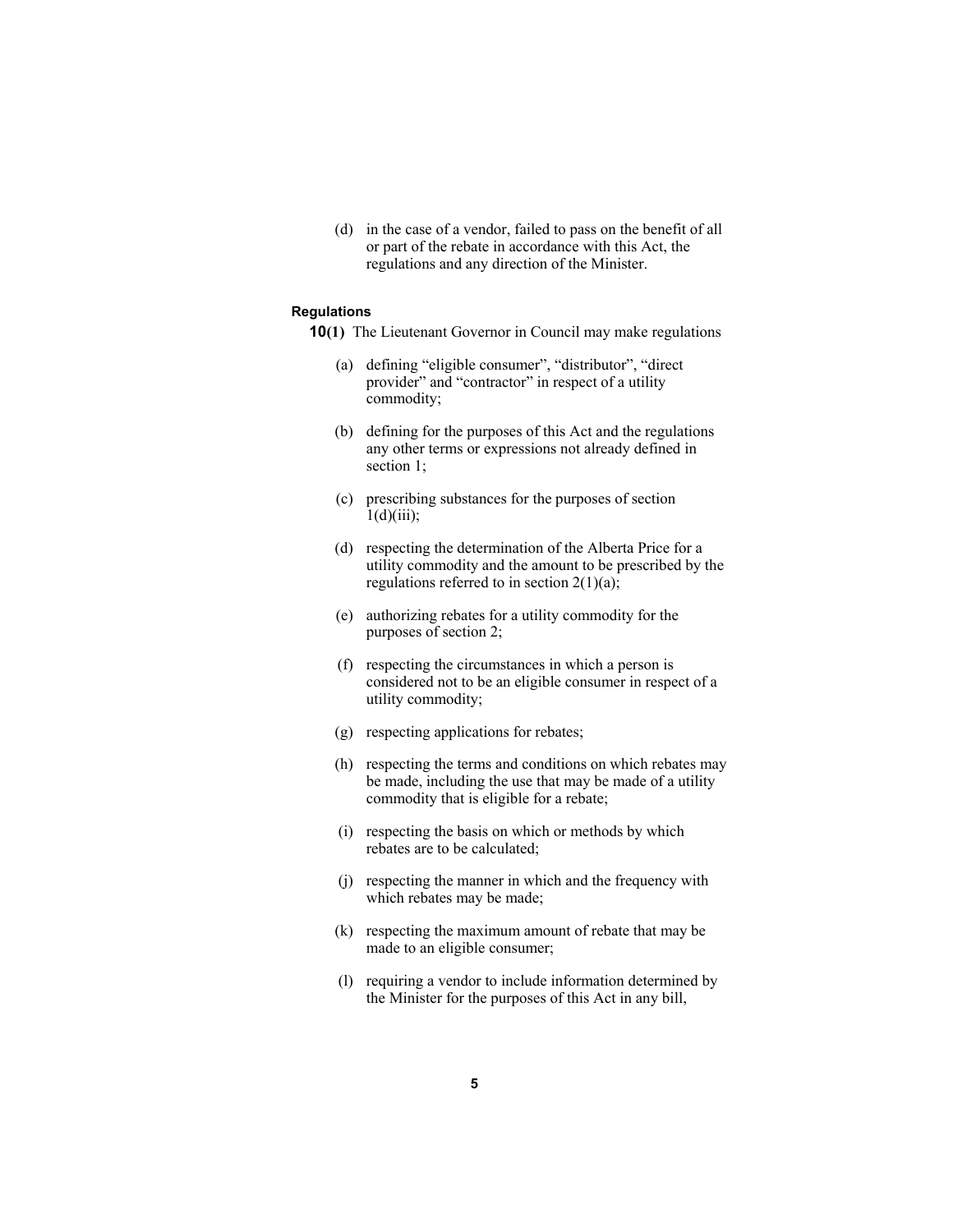(d) in the case of a vendor, failed to pass on the benefit of all or part of the rebate in accordance with this Act, the regulations and any direction of the Minister.

#### Regulations

**10(1)** The Lieutenant Governor in Council may make regulations

(a) defining "eligible consumer", "distributor", "direct provider" and "contractor" in respect of a utility commodity;

(b) defining for the purposes of this Act and the regulations any other terms or expressions not already defined in section 1;

(c) prescribing substances for the purposes of section 1(d)(iii);

(d) respecting the determination of the Alberta Price for a utility commodity and the amount to be prescribed by the regulations referred to in section 2(1)(a);

(e) authorizing rebates for a utility commodity for the purposes of section 2;

(f) respecting the circumstances in which a person is considered not to be an eligible consumer in respect of a utility commodity;

(g) respecting applications for rebates;

(h) respecting the terms and conditions on which rebates may be made, including the use that may be made of a utility commodity that is eligible for a rebate;

(i) respecting the basis on which or methods by which rebates are to be calculated;

(j) respecting the manner in which and the frequency with which rebates may be made;

(k) respecting the maximum amount of rebate that may be made to an eligible consumer;

(l) requiring a vendor to include information determined by the Minister for the purposes of this Act in any bill,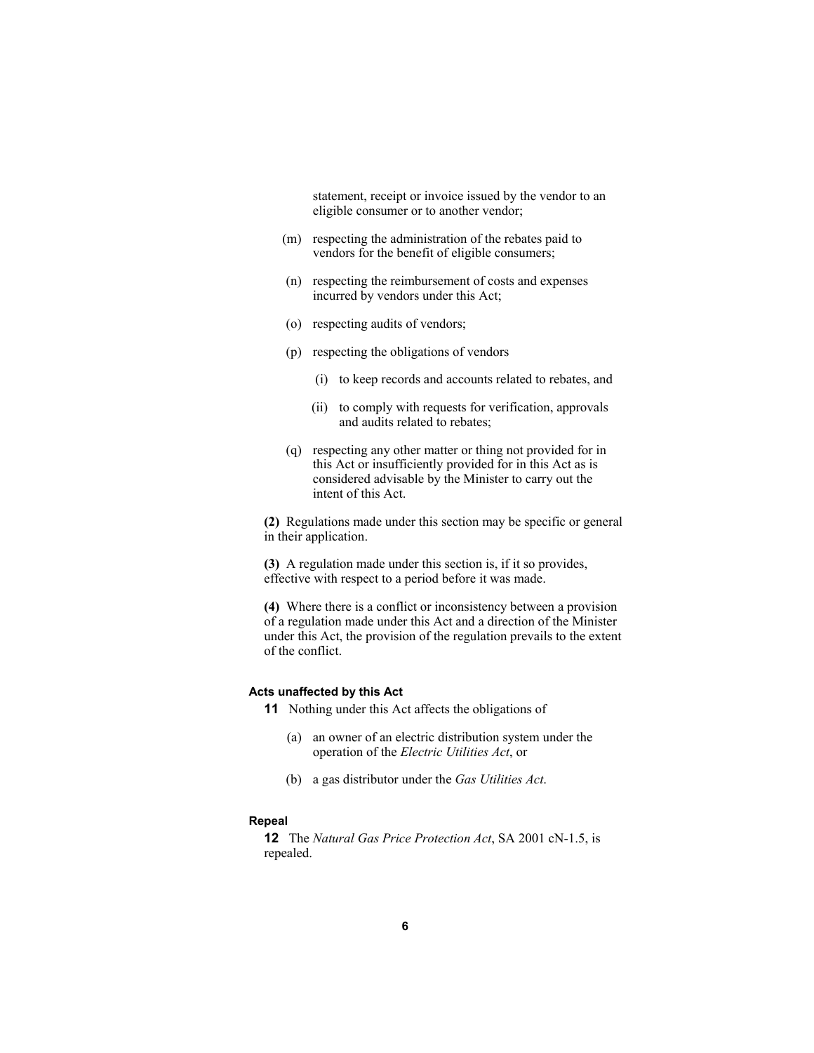statement, receipt or invoice issued by the vendor to an eligible consumer or to another vendor;

(m) respecting the administration of the rebates paid to vendors for the benefit of eligible consumers;

(n) respecting the reimbursement of costs and expenses incurred by vendors under this Act;

(o) respecting audits of vendors;

(p) respecting the obligations of vendors

(i) to keep records and accounts related to rebates, and

(ii) to comply with requests for verification, approvals and audits related to rebates;

(q) respecting any other matter or thing not provided for in this Act or insufficiently provided for in this Act as is considered advisable by the Minister to carry out the intent of this Act.

**(2)** Regulations made under this section may be specific or general in their application.

**(3)** A regulation made under this section is, if it so provides, effective with respect to a period before it was made.

**(4)** Where there is a conflict or inconsistency between a provision of a regulation made under this Act and a direction of the Minister under this Act, the provision of the regulation prevails to the extent of the conflict.

### Acts unaffected by this Act

**11** Nothing under this Act affects the obligations of

(a) an owner of an electric distribution system under the operation of the *Electric Utilities Act*, or

(b) a gas distributor under the *Gas Utilities Act*.

### Repeal

**12** The *Natural Gas Price Protection Act*, SA 2001 cN-1.5, is repealed.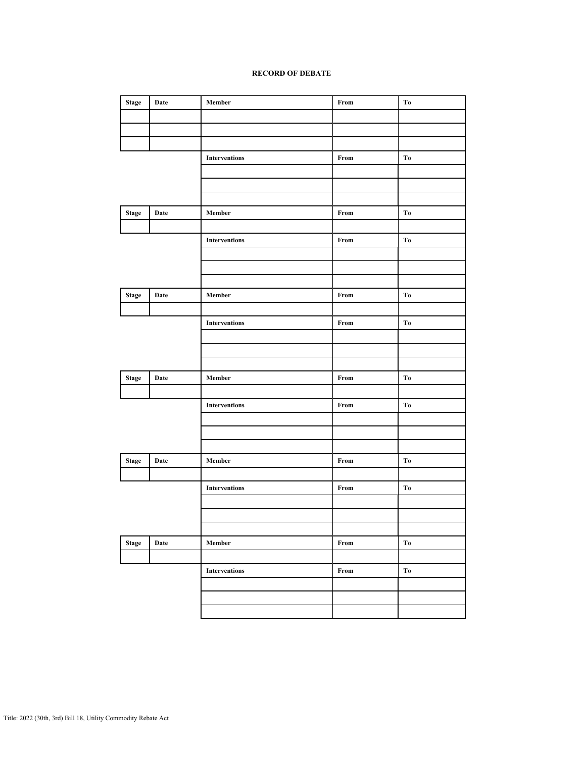**RECORD OF DEBATE**

| Stage | Date | Member | From | To |
|---|---|---|---|---|
| | | | | |
| | | | | |
| | | | | |
| | | **Interventions** | **From** | **To** |
| | | | | |
| | | | | |
| | | | | |
| **Stage** | **Date** | **Member** | **From** | **To** |
| | | | | |
| | | **Interventions** | **From** | **To** |
| | | | | |
| | | | | |
| | | | | |
| **Stage** | **Date** | **Member** | **From** | **To** |
| | | | | |
| | | **Interventions** | **From** | **To** |
| | | | | |
| | | | | |
| | | | | |
| **Stage** | **Date** | **Member** | **From** | **To** |
| | | | | |
| | | **Interventions** | **From** | **To** |
| | | | | |
| | | | | |
| | | | | |
| **Stage** | **Date** | **Member** | **From** | **To** |
| | | | | |
| | | **Interventions** | **From** | **To** |
| | | | | |
| | | | | |
| | | | | |
| **Stage** | **Date** | **Member** | **From** | **To** |
| | | | | |
| | | **Interventions** | **From** | **To** |
| | | | | |
| | | | | |
| | | | | |

Title: 2022 (30th, 3rd) Bill 18, Utility Commodity Rebate Act